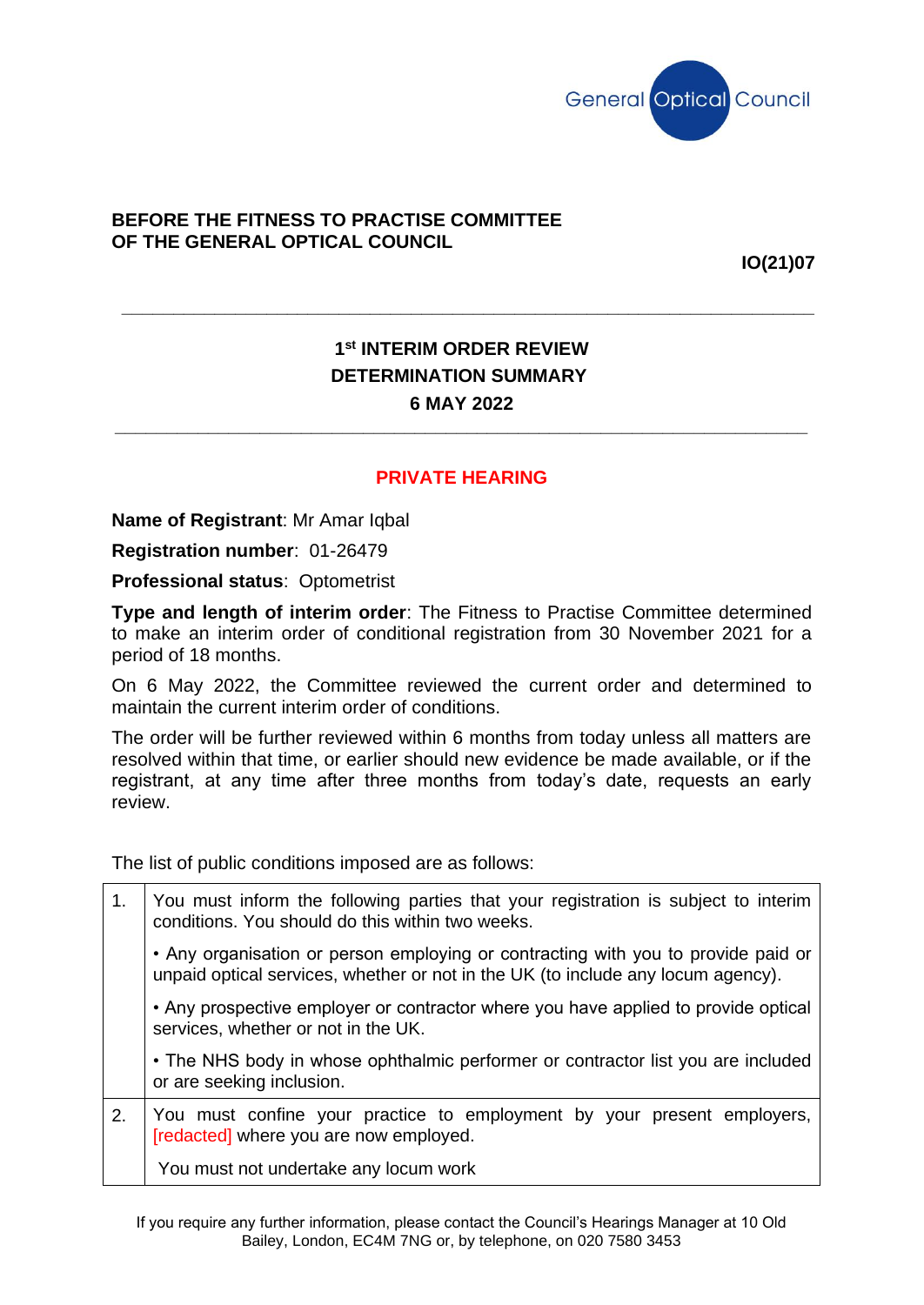General Optical Council

**BEFORE THE FITNESS TO PRACTISE COMMITTEE OF THE GENERAL OPTICAL COUNCIL**

**IO(21)07**

---

## 1st INTERIM ORDER REVIEW DETERMINATION SUMMARY 6 MAY 2022

---

**PRIVATE HEARING**

**Name of Registrant**: Mr Amar Iqbal

**Registration number**: 01-26479

**Professional status**: Optometrist

**Type and length of interim order**: The Fitness to Practise Committee determined to make an interim order of conditional registration from 30 November 2021 for a period of 18 months.

On 6 May 2022, the Committee reviewed the current order and determined to maintain the current interim order of conditions.

The order will be further reviewed within 6 months from today unless all matters are resolved within that time, or earlier should new evidence be made available, or if the registrant, at any time after three months from today's date, requests an early review.

The list of public conditions imposed are as follows:

| | |
|---|---|
| 1. | You must inform the following parties that your registration is subject to interim conditions. You should do this within two weeks.<br><br>• Any organisation or person employing or contracting with you to provide paid or unpaid optical services, whether or not in the UK (to include any locum agency).<br><br>• Any prospective employer or contractor where you have applied to provide optical services, whether or not in the UK.<br><br>• The NHS body in whose ophthalmic performer or contractor list you are included or are seeking inclusion. |
| 2. | You must confine your practice to employment by your present employers, [redacted] where you are now employed.<br><br>You must not undertake any locum work |

If you require any further information, please contact the Council's Hearings Manager at 10 Old Bailey, London, EC4M 7NG or, by telephone, on 020 7580 3453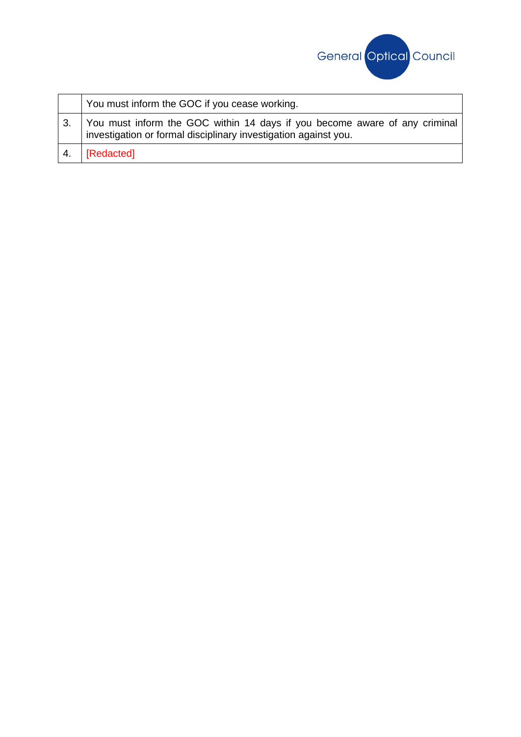| | |
|---|---|
| | You must inform the GOC if you cease working. |
| 3. | You must inform the GOC within 14 days if you become aware of any criminal investigation or formal disciplinary investigation against you. |
| 4. | [Redacted] |